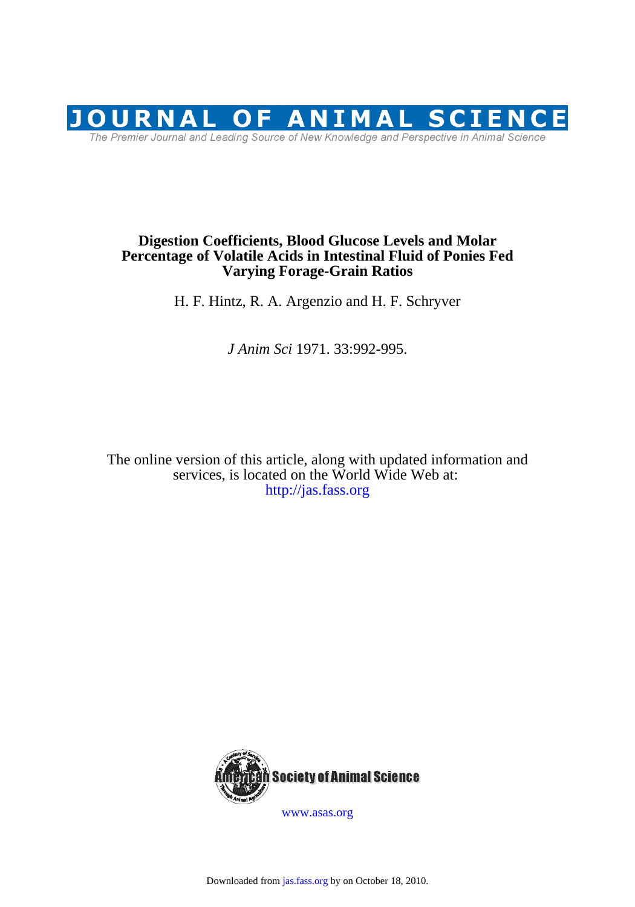# JOURNAL OF ANIMAL SCIENCE

*The Premier Journal and Leading Source of New Knowledge and Perspective in Animal Science*

## Digestion Coefficients, Blood Glucose Levels and Molar Percentage of Volatile Acids in Intestinal Fluid of Ponies Fed Varying Forage-Grain Ratios

H. F. Hintz, R. A. Argenzio and H. F. Schryver

*J Anim Sci* 1971. 33:992-995.

The online version of this article, along with updated information and services, is located on the World Wide Web at:
http://jas.fass.org

American Society of Animal Science

www.asas.org

Downloaded from jas.fass.org by on October 18, 2010.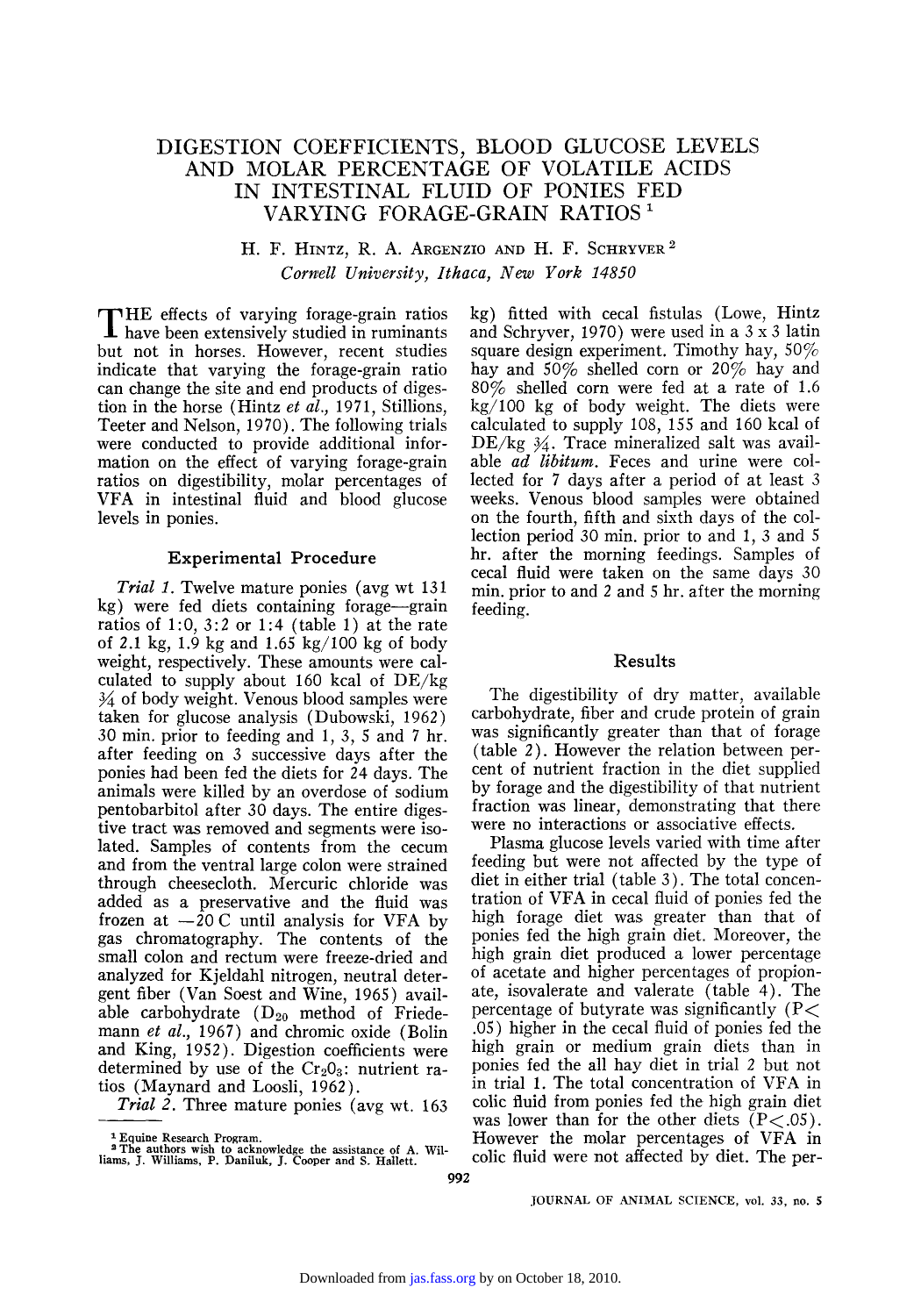# DIGESTION COEFFICIENTS, BLOOD GLUCOSE LEVELS AND MOLAR PERCENTAGE OF VOLATILE ACIDS IN INTESTINAL FLUID OF PONIES FED VARYING FORAGE-GRAIN RATIOS [1]

H. F. Hintz, R. A. Argenzio and H. F. Schryver [2]

*Cornell University, Ithaca, New York 14850*

THE effects of varying forage-grain ratios have been extensively studied in ruminants but not in horses. However, recent studies indicate that varying the forage-grain ratio can change the site and end products of digestion in the horse (Hintz *et al.*, 1971, Stillions, Teeter and Nelson, 1970). The following trials were conducted to provide additional information on the effect of varying forage-grain ratios on digestibility, molar percentages of VFA in intestinal fluid and blood glucose levels in ponies.

## Experimental Procedure

*Trial 1.* Twelve mature ponies (avg wt 131 kg) were fed diets containing forage—grain ratios of 1:0, 3:2 or 1:4 (table 1) at the rate of 2.1 kg, 1.9 kg and 1.65 kg/100 kg of body weight, respectively. These amounts were calculated to supply about 160 kcal of DE/kg $\frac{3}{4}$ of body weight. Venous blood samples were taken for glucose analysis (Dubowski, 1962) 30 min. prior to feeding and 1, 3, 5 and 7 hr. after feeding on 3 successive days after the ponies had been fed the diets for 24 days. The animals were killed by an overdose of sodium pentobarbitol after 30 days. The entire digestive tract was removed and segments were isolated. Samples of contents from the cecum and from the ventral large colon were strained through cheesecloth. Mercuric chloride was added as a preservative and the fluid was frozen at −20 C until analysis for VFA by gas chromatography. The contents of the small colon and rectum were freeze-dried and analyzed for Kjeldahl nitrogen, neutral detergent fiber (Van Soest and Wine, 1965) available carbohydrate ($D_{20}$ method of Friedemann *et al.*, 1967) and chromic oxide (Bolin and King, 1952). Digestion coefficients were determined by use of the $Cr_2O_3$: nutrient ratios (Maynard and Loosli, 1962).

*Trial 2.* Three mature ponies (avg wt. 163 kg) fitted with cecal fistulas (Lowe, Hintz and Schryver, 1970) were used in a 3 x 3 latin square design experiment. Timothy hay, 50% hay and 50% shelled corn or 20% hay and 80% shelled corn were fed at a rate of 1.6 kg/100 kg of body weight. The diets were calculated to supply 108, 155 and 160 kcal of DE/kg $\frac{3}{4}$. Trace mineralized salt was available *ad libitum*. Feces and urine were collected for 7 days after a period of at least 3 weeks. Venous blood samples were obtained on the fourth, fifth and sixth days of the collection period 30 min. prior to and 1, 3 and 5 hr. after the morning feedings. Samples of cecal fluid were taken on the same days 30 min. prior to and 2 and 5 hr. after the morning feeding.

## Results

The digestibility of dry matter, available carbohydrate, fiber and crude protein of grain was significantly greater than that of forage (table 2). However the relation between percent of nutrient fraction in the diet supplied by forage and the digestibility of that nutrient fraction was linear, demonstrating that there were no interactions or associative effects.

Plasma glucose levels varied with time after feeding but were not affected by the type of diet in either trial (table 3). The total concentration of VFA in cecal fluid of ponies fed the high forage diet was greater than that of ponies fed the high grain diet. Moreover, the high grain diet produced a lower percentage of acetate and higher percentages of propionate, isovalerate and valerate (table 4). The percentage of butyrate was significantly ($P < .05$) higher in the cecal fluid of ponies fed the high grain or medium grain diets than in ponies fed the all hay diet in trial 2 but not in trial 1. The total concentration of VFA in colic fluid from ponies fed the high grain diet was lower than for the other diets ($P < .05$). However the molar percentages of VFA in colic fluid were not affected by diet. The per-

[1] Equine Research Program.

[2] The authors wish to acknowledge the assistance of A. Williams, J. Williams, P. Daniluk, J. Cooper and S. Hallett.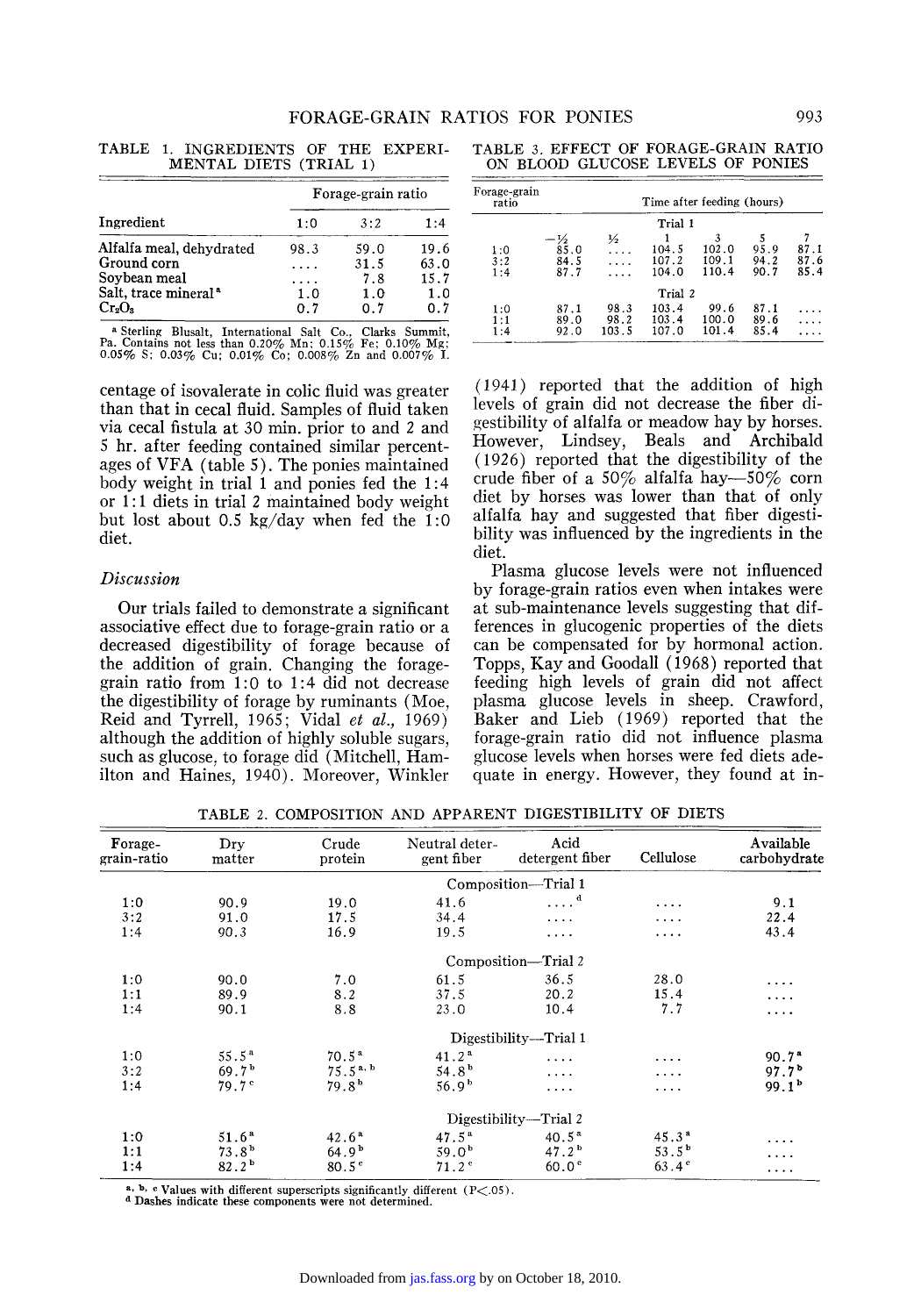TABLE 1. INGREDIENTS OF THE EXPERIMENTAL DIETS (TRIAL 1)

| Ingredient | Forage-grain ratio | | |
|---|---|---|---|
| | 1:0 | 3:2 | 1:4 |
| Alfalfa meal, dehydrated | 98.3 | 59.0 | 19.6 |
| Ground corn | .... | 31.5 | 63.0 |
| Soybean meal | .... | 7.8 | 15.7 |
| Salt, trace mineral[a] | 1.0 | 1.0 | 1.0 |
| $Cr_2O_3$ | 0.7 | 0.7 | 0.7 |

[a] Sterling Blusalt, International Salt Co., Clarks Summit, Pa. Contains not less than 0.20% Mn; 0.15% Fe; 0.10% Mg; 0.05% S; 0.03% Cu; 0.01% Co; 0.008% Zn and 0.007% I.

TABLE 3. EFFECT OF FORAGE-GRAIN RATIO ON BLOOD GLUCOSE LEVELS OF PONIES

| Forage-grain ratio | Time after feeding (hours) | | | | | |
|---|---|---|---|---|---|---|
| | Trial 1 | | | | | |
| | −½ | ½ | 1 | 3 | 5 | 7 |
| 1:0 | 85.0 | .... | 104.5 | 102.0 | 95.9 | 87.1 |
| 3:2 | 84.5 | .... | 107.2 | 109.1 | 94.2 | 87.6 |
| 1:4 | 87.7 | .... | 104.0 | 110.4 | 90.7 | 85.4 |
| | Trial 2 | | | | | |
| 1:0 | 87.1 | 98.3 | 103.4 | 99.6 | 87.1 | .... |
| 1:1 | 89.0 | 98.2 | 103.4 | 100.0 | 89.6 | .... |
| 1:4 | 92.0 | 103.5 | 107.0 | 101.4 | 85.4 | .... |

centage of isovalerate in colic fluid was greater than that in cecal fluid. Samples of fluid taken via cecal fistula at 30 min. prior to and 2 and 5 hr. after feeding contained similar percentages of VFA (table 5). The ponies maintained body weight in trial 1 and ponies fed the 1:4 or 1:1 diets in trial 2 maintained body weight but lost about 0.5 kg/day when fed the 1:0 diet.

## Discussion

Our trials failed to demonstrate a significant associative effect due to forage-grain ratio or a decreased digestibility of forage because of the addition of grain. Changing the forage-grain ratio from 1:0 to 1:4 did not decrease the digestibility of forage by ruminants (Moe, Reid and Tyrrell, 1965; Vidal *et al.*, 1969) although the addition of highly soluble sugars, such as glucose, to forage did (Mitchell, Hamilton and Haines, 1940). Moreover, Winkler (1941) reported that the addition of high levels of grain did not decrease the fiber digestibility of alfalfa or meadow hay by horses. However, Lindsey, Beals and Archibald (1926) reported that the digestibility of the crude fiber of a 50% alfalfa hay—50% corn diet by horses was lower than that of only alfalfa hay and suggested that fiber digestibility was influenced by the ingredients in the diet.

Plasma glucose levels were not influenced by forage-grain ratios even when intakes were at sub-maintenance levels suggesting that differences in glucogenic properties of the diets can be compensated for by hormonal action. Topps, Kay and Goodall (1968) reported that feeding high levels of grain did not affect plasma glucose levels in sheep. Crawford, Baker and Lieb (1969) reported that the forage-grain ratio did not influence plasma glucose levels when horses were fed diets adequate in energy. However, they found at in-

TABLE 2. COMPOSITION AND APPARENT DIGESTIBILITY OF DIETS

| Forage-grain-ratio | Dry matter | Crude protein | Neutral detergent fiber | Acid detergent fiber | Cellulose | Available carbohydrate |
|---|---|---|---|---|---|---|
| | | | Composition—Trial 1 | | | |
| 1:0 | 90.9 | 19.0 | 41.6 | ....[d] | .... | 9.1 |
| 3:2 | 91.0 | 17.5 | 34.4 | .... | .... | 22.4 |
| 1:4 | 90.3 | 16.9 | 19.5 | .... | .... | 43.4 |
| | | | Composition—Trial 2 | | | |
| 1:0 | 90.0 | 7.0 | 61.5 | 36.5 | 28.0 | .... |
| 1:1 | 89.9 | 8.2 | 37.5 | 20.2 | 15.4 | .... |
| 1:4 | 90.1 | 8.8 | 23.0 | 10.4 | 7.7 | .... |
| | | | Digestibility—Trial 1 | | | |
| 1:0 | 55.5[a] | 70.5[a] | 41.2[a] | .... | .... | 90.7[a] |
| 3:2 | 69.7[b] | 75.5[a,b] | 54.8[b] | .... | .... | 97.7[b] |
| 1:4 | 79.7[c] | 79.8[b] | 56.9[b] | .... | .... | 99.1[b] |
| | | | Digestibility—Trial 2 | | | |
| 1:0 | 51.6[a] | 42.6[a] | 47.5[a] | 40.5[a] | 45.3[a] | .... |
| 1:1 | 73.8[b] | 64.9[b] | 59.0[b] | 47.2[b] | 53.5[b] | .... |
| 1:4 | 82.2[b] | 80.5[c] | 71.2[c] | 60.0[c] | 63.4[c] | .... |

[a, b, c] Values with different superscripts significantly different ($P < .05$).
[d] Dashes indicate these components were not determined.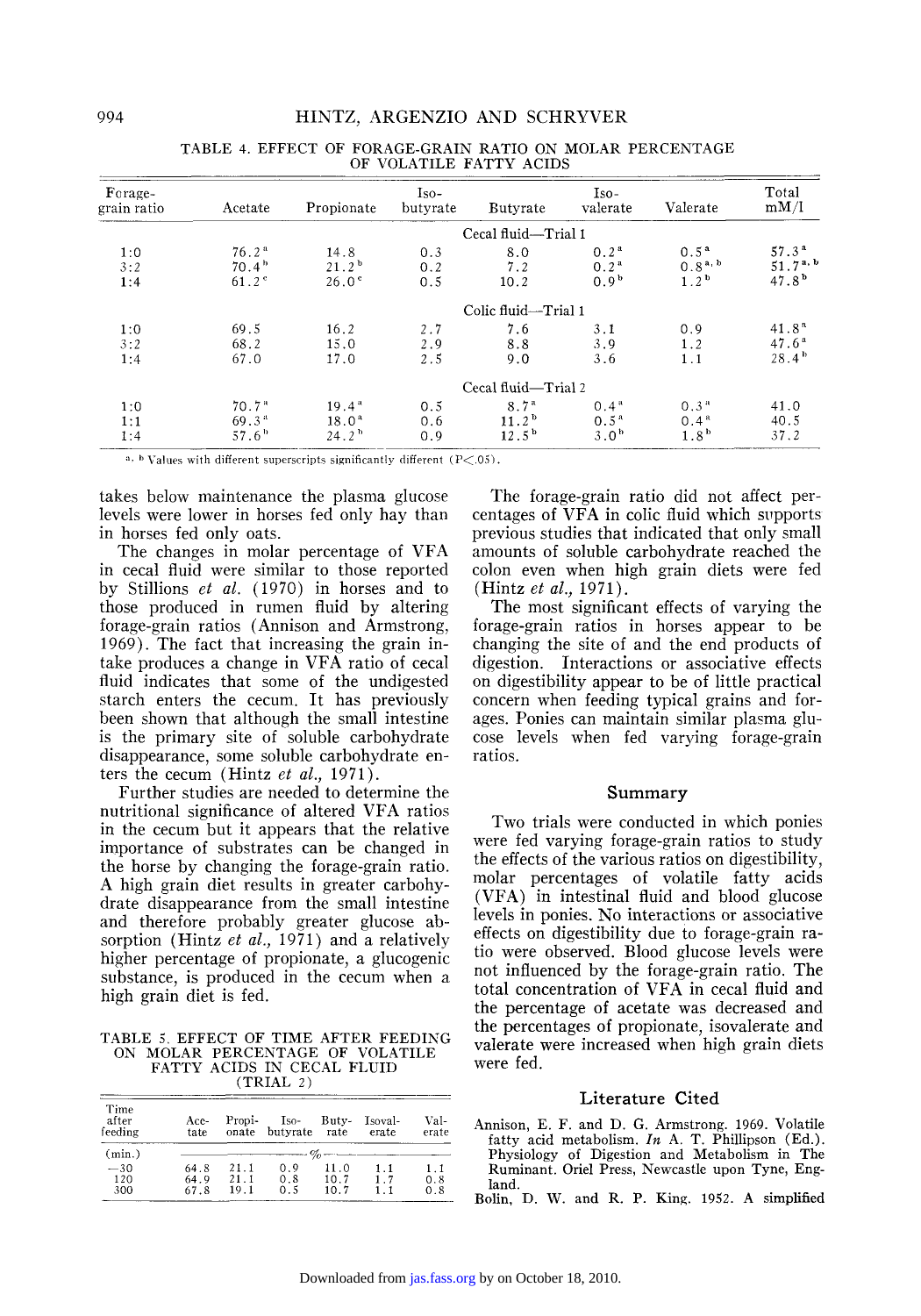TABLE 4. EFFECT OF FORAGE-GRAIN RATIO ON MOLAR PERCENTAGE OF VOLATILE FATTY ACIDS

| Forage-grain ratio | Acetate | Propionate | Iso-butyrate | Butyrate | Iso-valerate | Valerate | Total mM/l |
|---|---|---|---|---|---|---|---|
| | | | | Cecal fluid—Trial 1 | | | |
| 1:0 | 76.2[a] | 14.8 | 0.3 | 8.0 | 0.2[a] | 0.5[a] | 57.3[a] |
| 3:2 | 70.4[b] | 21.2[b] | 0.2 | 7.2 | 0.2[a] | 0.8[a,b] | 51.7[a,b] |
| 1:4 | 61.2[c] | 26.0[c] | 0.5 | 10.2 | 0.9[b] | 1.2[b] | 47.8[b] |
| | | | | Colic fluid—Trial 1 | | | |
| 1:0 | 69.5 | 16.2 | 2.7 | 7.6 | 3.1 | 0.9 | 41.8[a] |
| 3:2 | 68.2 | 15.0 | 2.9 | 8.8 | 3.9 | 1.2 | 47.6[a] |
| 1:4 | 67.0 | 17.0 | 2.5 | 9.0 | 3.6 | 1.1 | 28.4[b] |
| | | | | Cecal fluid—Trial 2 | | | |
| 1:0 | 70.7[a] | 19.4[a] | 0.5 | 8.7[a] | 0.4[a] | 0.3[a] | 41.0 |
| 1:1 | 69.3[a] | 18.0[a] | 0.6 | 11.2[b] | 0.5[a] | 0.4[a] | 40.5 |
| 1:4 | 57.6[b] | 24.2[b] | 0.9 | 12.5[b] | 3.0[b] | 1.8[b] | 37.2 |

[a, b] Values with different superscripts significantly different ($P < .05$).

takes below maintenance the plasma glucose levels were lower in horses fed only hay than in horses fed only oats.

The changes in molar percentage of VFA in cecal fluid were similar to those reported by Stillions *et al.* (1970) in horses and to those produced in rumen fluid by altering forage-grain ratios (Annison and Armstrong, 1969). The fact that increasing the grain intake produces a change in VFA ratio of cecal fluid indicates that some of the undigested starch enters the cecum. It has previously been shown that although the small intestine is the primary site of soluble carbohydrate disappearance, some soluble carbohydrate enters the cecum (Hintz *et al.,* 1971).

Further studies are needed to determine the nutritional significance of altered VFA ratios in the cecum but it appears that the relative importance of substrates can be changed in the horse by changing the forage-grain ratio. A high grain diet results in greater carbohydrate disappearance from the small intestine and therefore probably greater glucose absorption (Hintz *et al.,* 1971) and a relatively higher percentage of propionate, a glucogenic substance, is produced in the cecum when a high grain diet is fed.

TABLE 5. EFFECT OF TIME AFTER FEEDING ON MOLAR PERCENTAGE OF VOLATILE FATTY ACIDS IN CECAL FLUID (TRIAL 2)

| Time after feeding | Acetate | Propionate | Iso-butyrate | Butyrate | Isovalerate | Valerate |
|---|---|---|---|---|---|---|
| (min.) | | | % | | | |
| −30 | 64.8 | 21.1 | 0.9 | 11.0 | 1.1 | 1.1 |
| 120 | 64.9 | 21.1 | 0.8 | 10.7 | 1.7 | 0.8 |
| 300 | 67.8 | 19.1 | 0.5 | 10.7 | 1.1 | 0.8 |

The forage-grain ratio did not affect percentages of VFA in colic fluid which supports previous studies that indicated that only small amounts of soluble carbohydrate reached the colon even when high grain diets were fed (Hintz *et al.,* 1971).

The most significant effects of varying the forage-grain ratios in horses appear to be changing the site of and the end products of digestion. Interactions or associative effects on digestibility appear to be of little practical concern when feeding typical grains and forages. Ponies can maintain similar plasma glucose levels when fed varying forage-grain ratios.

## Summary

Two trials were conducted in which ponies were fed varying forage-grain ratios to study the effects of the various ratios on digestibility, molar percentages of volatile fatty acids (VFA) in intestinal fluid and blood glucose levels in ponies. No interactions or associative effects on digestibility due to forage-grain ratio were observed. Blood glucose levels were not influenced by the forage-grain ratio. The total concentration of VFA in cecal fluid and the percentage of acetate was decreased and the percentages of propionate, isovalerate and valerate were increased when high grain diets were fed.

## Literature Cited

Annison, E. F. and D. G. Armstrong. 1969. Volatile fatty acid metabolism. *In* A. T. Phillipson (Ed.). Physiology of Digestion and Metabolism in The Ruminant. Oriel Press, Newcastle upon Tyne, England.

Bolin, D. W. and R. P. King. 1952. A simplified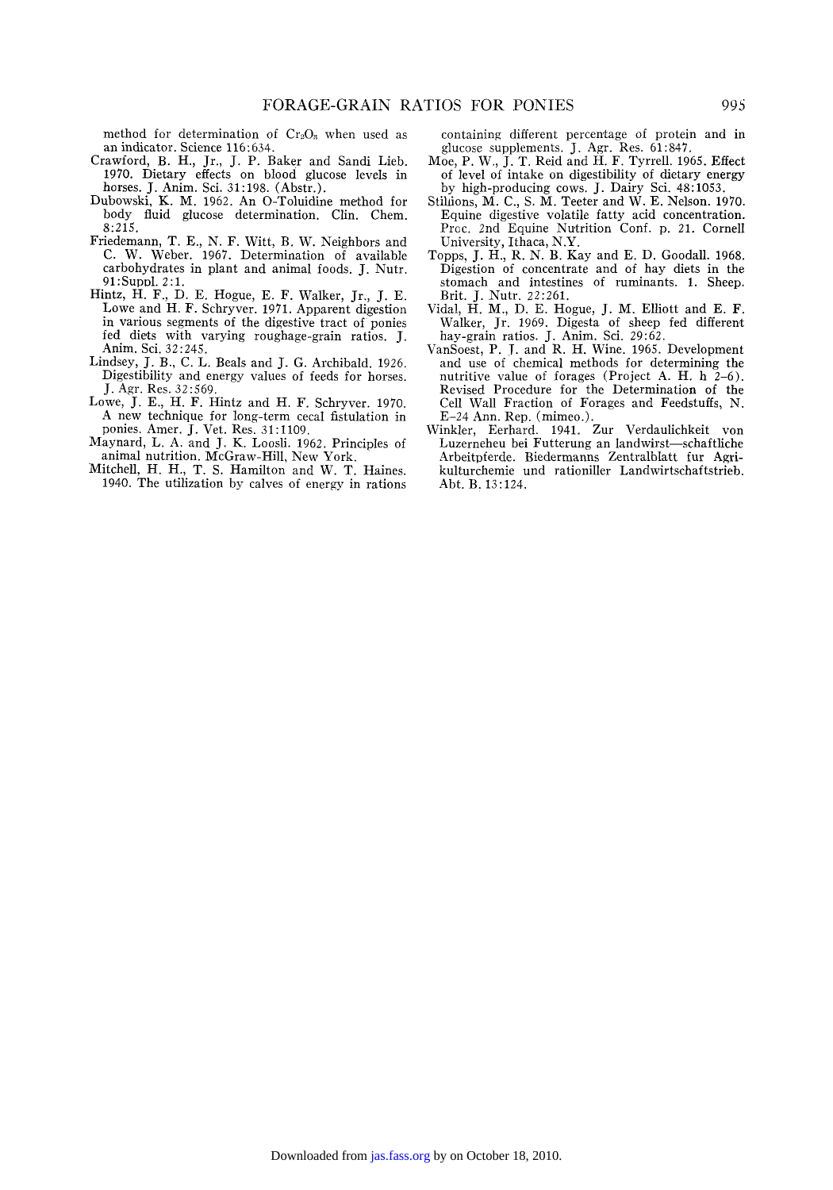method for determination of $Cr_2O_3$ when used as an indicator. Science 116:634.

Crawford, B. H., Jr., J. P. Baker and Sandi Lieb. 1970. Dietary effects on blood glucose levels in horses. J. Anim. Sci. 31:198. (Abstr.).

Dubowski, K. M. 1962. An O-Toluidine method for body fluid glucose determination. Clin. Chem. 8:215.

Friedemann, T. E., N. F. Witt, B. W. Neighbors and C. W. Weber. 1967. Determination of available carbohydrates in plant and animal foods. J. Nutr. 91:Suppl. 2:1.

Hintz, H. F., D. E. Hogue, E. F. Walker, Jr., J. E. Lowe and H. F. Schryver. 1971. Apparent digestion in various segments of the digestive tract of ponies fed diets with varying roughage-grain ratios. J. Anim. Sci. 32:245.

Lindsey, J. B., C. L. Beals and J. G. Archibald. 1926. Digestibility and energy values of feeds for horses. J. Agr. Res. 32:569.

Lowe, J. E., H. F. Hintz and H. F. Schryver. 1970. A new technique for long-term cecal fistulation in ponies. Amer. J. Vet. Res. 31:1109.

Maynard, L. A. and J. K. Loosli. 1962. Principles of animal nutrition. McGraw-Hill, New York.

Mitchell, H. H., T. S. Hamilton and W. T. Haines. 1940. The utilization by calves of energy in rations containing different percentage of protein and in glucose supplements. J. Agr. Res. 61:847.

Moe, P. W., J. T. Reid and H. F. Tyrrell. 1965. Effect of level of intake on digestibility of dietary energy by high-producing cows. J. Dairy Sci. 48:1053.

Stillions, M. C., S. M. Teeter and W. E. Nelson. 1970. Equine digestive volatile fatty acid concentration. Proc. 2nd Equine Nutrition Conf. p. 21. Cornell University, Ithaca, N.Y.

Topps, J. H., R. N. B. Kay and E. D. Goodall. 1968. Digestion of concentrate and of hay diets in the stomach and intestines of ruminants. 1. Sheep. Brit. J. Nutr. 22:261.

Vidal, H. M., D. E. Hogue, J. M. Elliott and E. F. Walker, Jr. 1969. Digesta of sheep fed different hay-grain ratios. J. Anim. Sci. 29:62.

VanSoest, P. J. and R. H. Wine. 1965. Development and use of chemical methods for determining the nutritive value of forages (Project A. H. h 2-6). Revised Procedure for the Determination of the Cell Wall Fraction of Forages and Feedstuffs, N. E-24 Ann. Rep. (mimeo.).

Winkler, Eerhard. 1941. Zur Verdaulichkeit von Luzerneheu bei Futterung an landwirst—schaftliche Arbeitpferde. Biedermanns Zentralblatt fur Agrikulturchemie und rationiller Landwirtschaftstrieb. Abt. B. 13:124.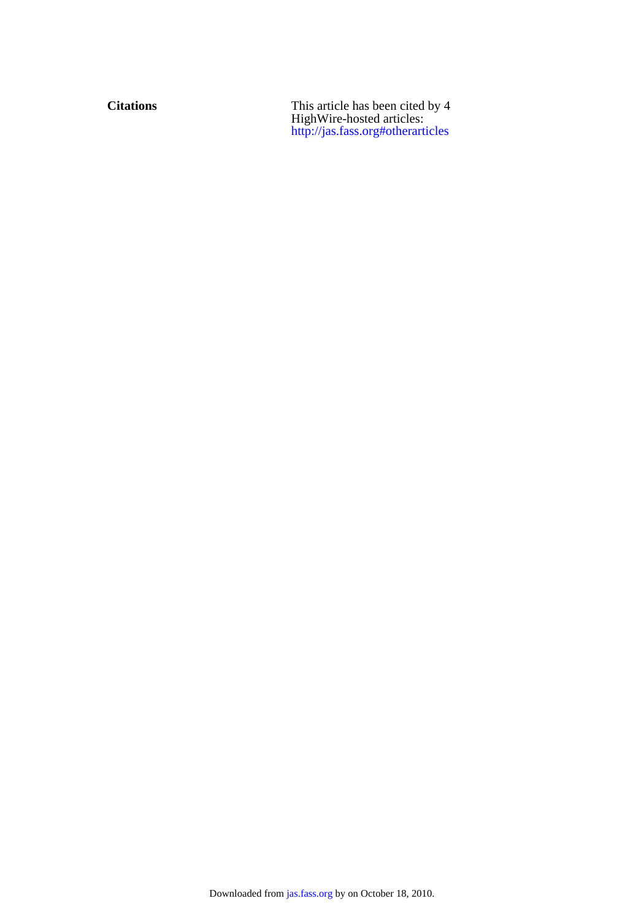**Citations**

This article has been cited by 4 HighWire-hosted articles: http://jas.fass.org#otherarticles